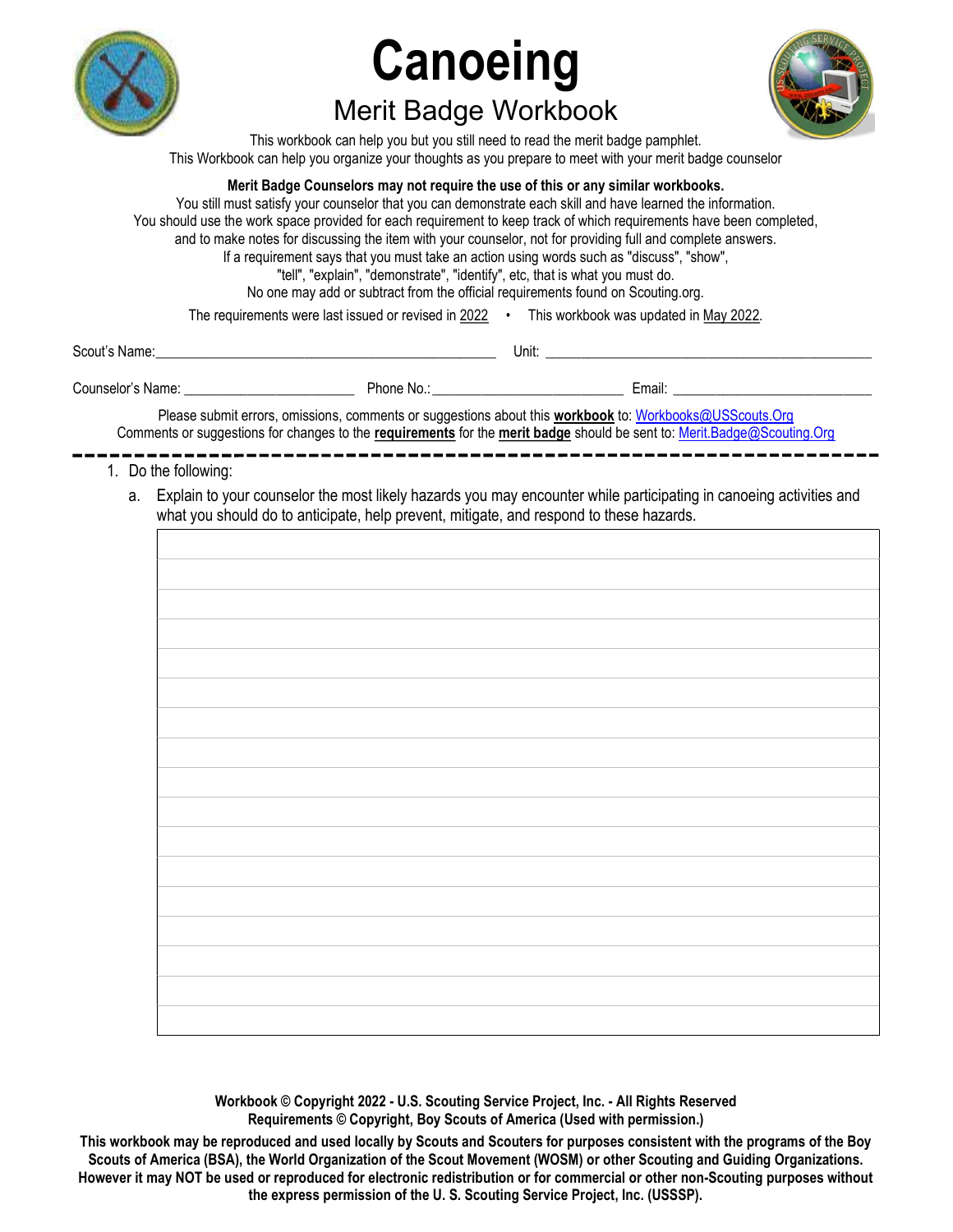# Canoeing

## Merit Badge Workbook

This workbook can help you but you still need to read the merit badge pamphlet.
This Workbook can help you organize your thoughts as you prepare to meet with your merit badge counselor

**Merit Badge Counselors may not require the use of this or any similar workbooks.**
You still must satisfy your counselor that you can demonstrate each skill and have learned the information.
You should use the work space provided for each requirement to keep track of which requirements have been completed, and to make notes for discussing the item with your counselor, not for providing full and complete answers.
If a requirement says that you must take an action using words such as "discuss", "show", "tell", "explain", "demonstrate", "identify", etc, that is what you must do.
No one may add or subtract from the official requirements found on Scouting.org.

The requirements were last issued or revised in 2022 • This workbook was updated in May 2022.

Scout's Name: ____________________ Unit: ____________________

Counselor's Name: ____________________ Phone No.: ____________________ Email: ____________________

Please submit errors, omissions, comments or suggestions about this **workbook** to: Workbooks@USScouts.Org
Comments or suggestions for changes to the **requirements** for the **merit badge** should be sent to: Merit.Badge@Scouting.Org

---

1. Do the following:

   a. Explain to your counselor the most likely hazards you may encounter while participating in canoeing activities and what you should do to anticipate, help prevent, mitigate, and respond to these hazards.

**Workbook © Copyright 2022 - U.S. Scouting Service Project, Inc. - All Rights Reserved**
**Requirements © Copyright, Boy Scouts of America (Used with permission.)**

**This workbook may be reproduced and used locally by Scouts and Scouters for purposes consistent with the programs of the Boy Scouts of America (BSA), the World Organization of the Scout Movement (WOSM) or other Scouting and Guiding Organizations. However it may NOT be used or reproduced for electronic redistribution or for commercial or other non-Scouting purposes without the express permission of the U. S. Scouting Service Project, Inc. (USSSP).**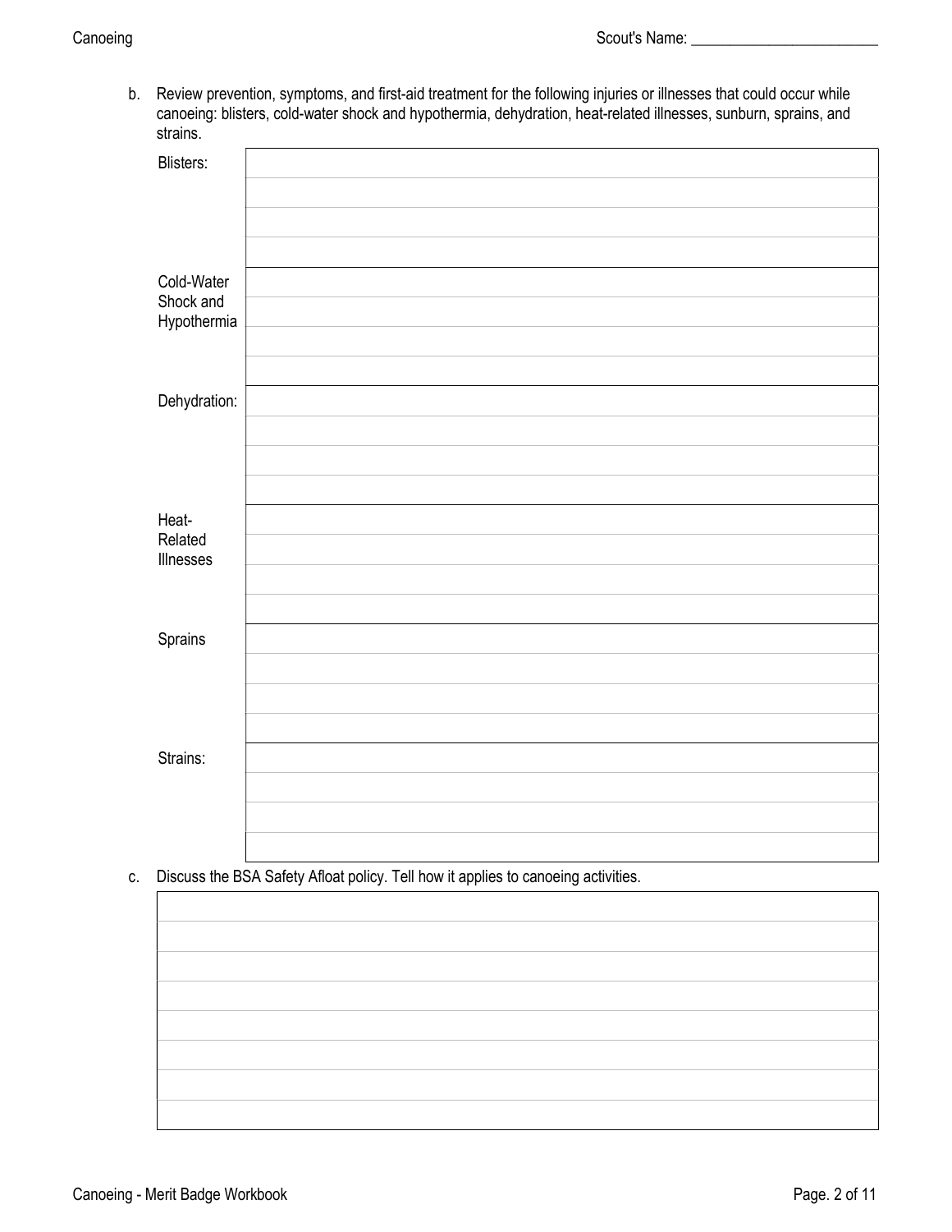b. Review prevention, symptoms, and first-aid treatment for the following injuries or illnesses that could occur while canoeing: blisters, cold-water shock and hypothermia, dehydration, heat-related illnesses, sunburn, sprains, and strains.

| | |
|---|---|
| Blisters: | |
| | |
| | |
| | |
| Cold-Water Shock and Hypothermia | |
| | |
| | |
| | |
| Dehydration: | |
| | |
| | |
| | |
| Heat-Related Illnesses | |
| | |
| | |
| | |
| Sprains | |
| | |
| | |
| | |
| Strains: | |
| | |
| | |
| | |

c. Discuss the BSA Safety Afloat policy. Tell how it applies to canoeing activities.

| |
|---|
| |
| |
| |
| |
| |
| |
| |
| |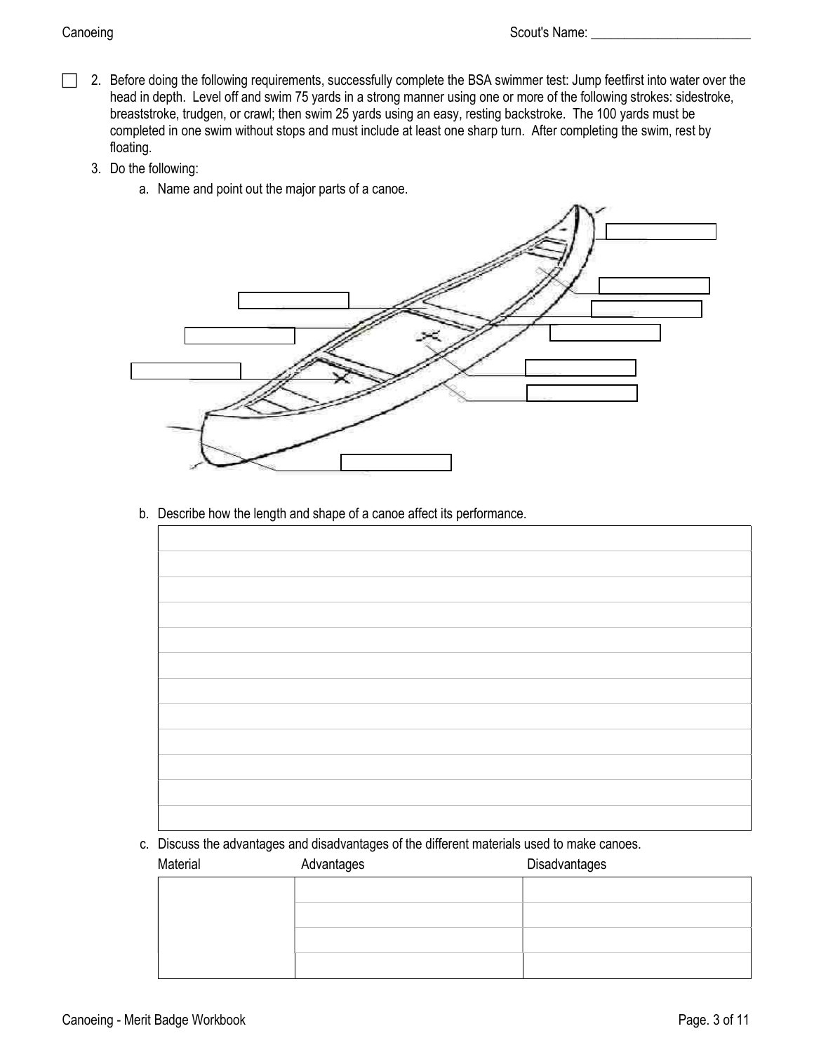☐ 2. Before doing the following requirements, successfully complete the BSA swimmer test: Jump feetfirst into water over the head in depth. Level off and swim 75 yards in a strong manner using one or more of the following strokes: sidestroke, breaststroke, trudgen, or crawl; then swim 25 yards using an easy, resting backstroke. The 100 yards must be completed in one swim without stops and must include at least one sharp turn. After completing the swim, rest by floating.

3. Do the following:

   a. Name and point out the major parts of a canoe.

   b. Describe how the length and shape of a canoe affect its performance.

   c. Discuss the advantages and disadvantages of the different materials used to make canoes.

| Material | Advantages | Disadvantages |
| --- | --- | --- |
| | | |
| | | |
| | | |
| | | |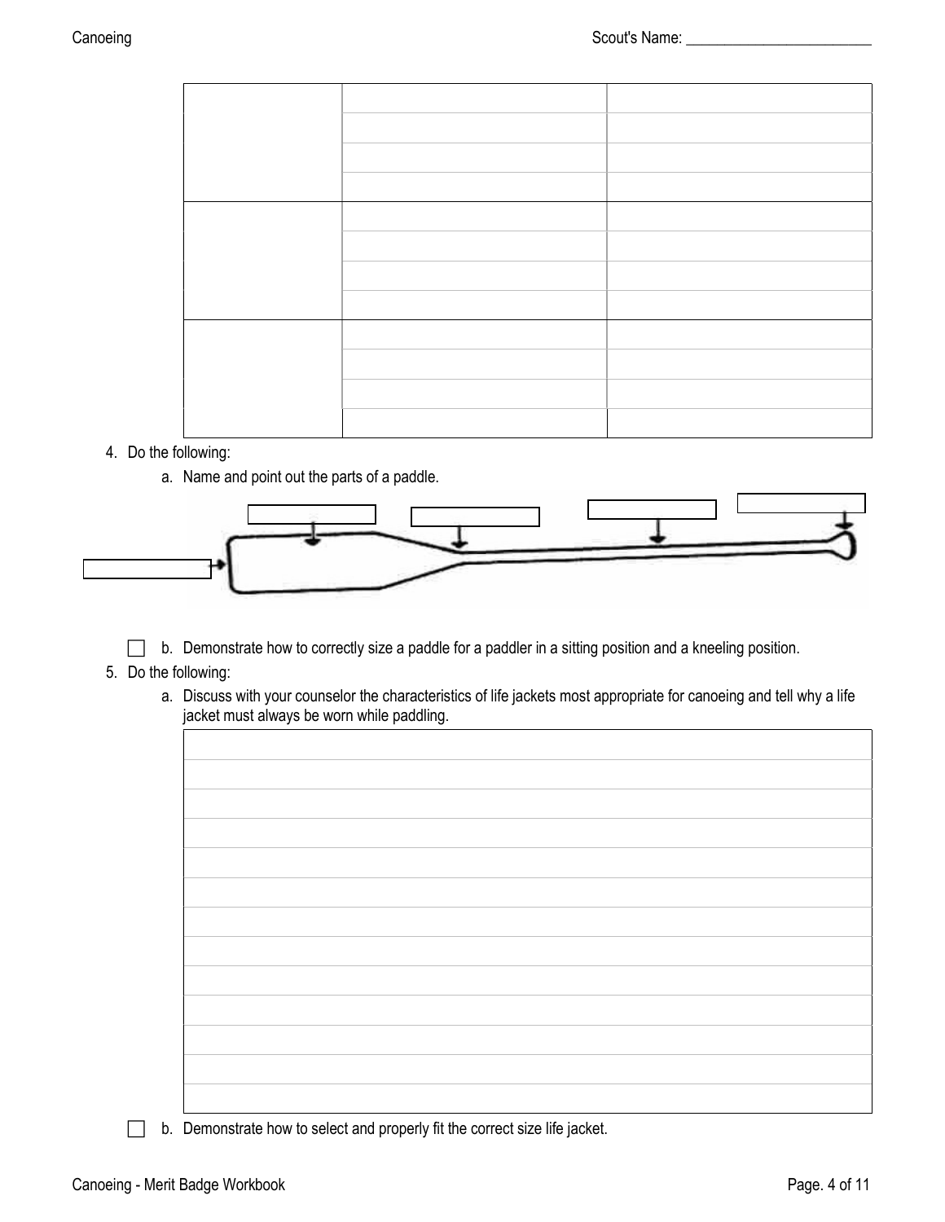| | | |
|---|---|---|
| | | |
| | | |
| | | |
| | | |
| | | |
| | | |
| | | |
| | | |
| | | |
| | | |
| | | |
| | | |

4. Do the following:
   a. Name and point out the parts of a paddle.

   ☐ b. Demonstrate how to correctly size a paddle for a paddler in a sitting position and a kneeling position.

5. Do the following:
   a. Discuss with your counselor the characteristics of life jackets most appropriate for canoeing and tell why a life jacket must always be worn while paddling.

| |
|---|
| |
| |
| |
| |
| |
| |
| |
| |
| |
| |
| |
| |

   ☐ b. Demonstrate how to select and properly fit the correct size life jacket.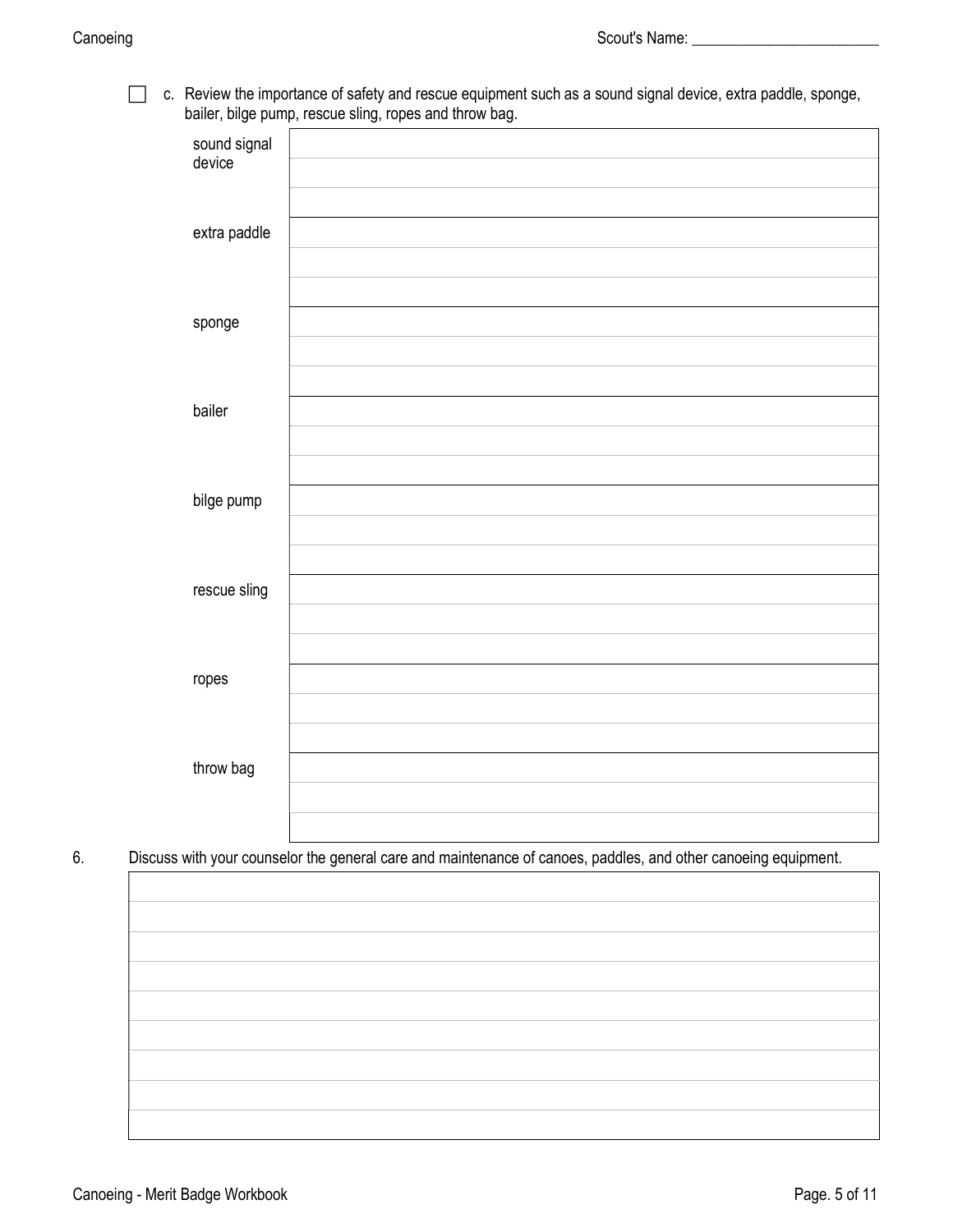☐ c. Review the importance of safety and rescue equipment such as a sound signal device, extra paddle, sponge, bailer, bilge pump, rescue sling, ropes and throw bag.

| | |
|---|---|
| sound signal device | |
| extra paddle | |
| sponge | |
| bailer | |
| bilge pump | |
| rescue sling | |
| ropes | |
| throw bag | |

6. Discuss with your counselor the general care and maintenance of canoes, paddles, and other canoeing equipment.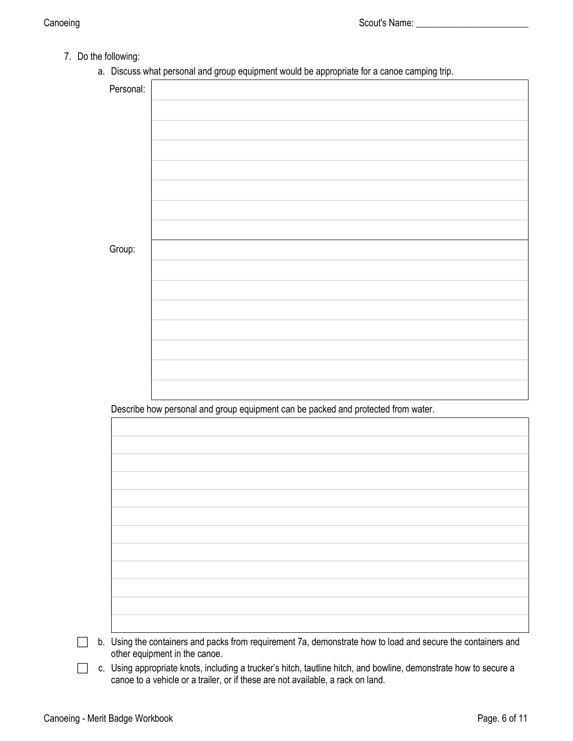7. Do the following:

   a. Discuss what personal and group equipment would be appropriate for a canoe camping trip.

| | |
|---|---|
| Personal: | |
| | |
| | |
| | |
| | |
| | |
| | |
| | |
| Group: | |
| | |
| | |
| | |
| | |
| | |
| | |
| | |

   Describe how personal and group equipment can be packed and protected from water.

| |
|---|
| |
| |
| |
| |
| |
| |
| |
| |
| |
| |
| |
| |

☐ b. Using the containers and packs from requirement 7a, demonstrate how to load and secure the containers and other equipment in the canoe.

☐ c. Using appropriate knots, including a trucker's hitch, tautline hitch, and bowline, demonstrate how to secure a canoe to a vehicle or a trailer, or if these are not available, a rack on land.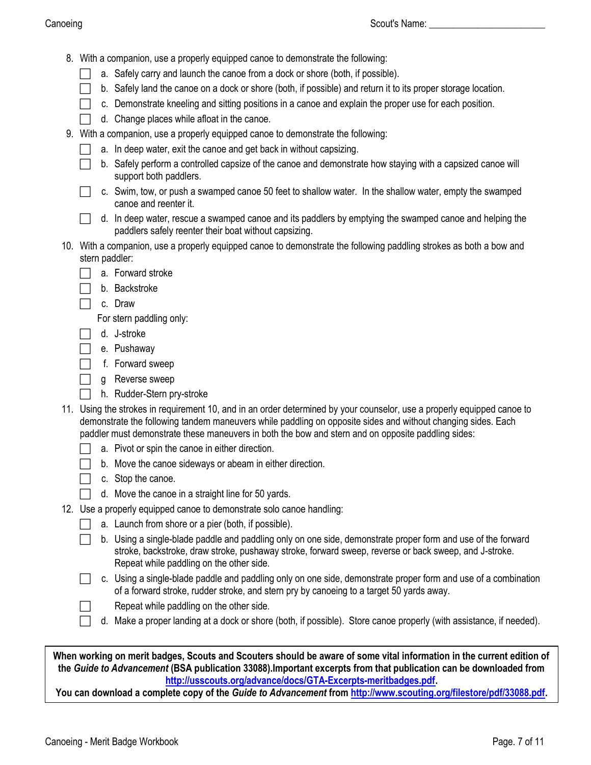8. With a companion, use a properly equipped canoe to demonstrate the following:
   - [ ] a. Safely carry and launch the canoe from a dock or shore (both, if possible).
   - [ ] b. Safely land the canoe on a dock or shore (both, if possible) and return it to its proper storage location.
   - [ ] c. Demonstrate kneeling and sitting positions in a canoe and explain the proper use for each position.
   - [ ] d. Change places while afloat in the canoe.
9. With a companion, use a properly equipped canoe to demonstrate the following:
   - [ ] a. In deep water, exit the canoe and get back in without capsizing.
   - [ ] b. Safely perform a controlled capsize of the canoe and demonstrate how staying with a capsized canoe will support both paddlers.
   - [ ] c. Swim, tow, or push a swamped canoe 50 feet to shallow water. In the shallow water, empty the swamped canoe and reenter it.
   - [ ] d. In deep water, rescue a swamped canoe and its paddlers by emptying the swamped canoe and helping the paddlers safely reenter their boat without capsizing.
10. With a companion, use a properly equipped canoe to demonstrate the following paddling strokes as both a bow and stern paddler:
    - [ ] a. Forward stroke
    - [ ] b. Backstroke
    - [ ] c. Draw

    For stern paddling only:
    - [ ] d. J-stroke
    - [ ] e. Pushaway
    - [ ] f. Forward sweep
    - [ ] g Reverse sweep
    - [ ] h. Rudder-Stern pry-stroke
11. Using the strokes in requirement 10, and in an order determined by your counselor, use a properly equipped canoe to demonstrate the following tandem maneuvers while paddling on opposite sides and without changing sides. Each paddler must demonstrate these maneuvers in both the bow and stern and on opposite paddling sides:
    - [ ] a. Pivot or spin the canoe in either direction.
    - [ ] b. Move the canoe sideways or abeam in either direction.
    - [ ] c. Stop the canoe.
    - [ ] d. Move the canoe in a straight line for 50 yards.
12. Use a properly equipped canoe to demonstrate solo canoe handling:
    - [ ] a. Launch from shore or a pier (both, if possible).
    - [ ] b. Using a single-blade paddle and paddling only on one side, demonstrate proper form and use of the forward stroke, backstroke, draw stroke, pushaway stroke, forward sweep, reverse or back sweep, and J-stroke. Repeat while paddling on the other side.
    - [ ] c. Using a single-blade paddle and paddling only on one side, demonstrate proper form and use of a combination of a forward stroke, rudder stroke, and stern pry by canoeing to a target 50 yards away.
    - [ ] Repeat while paddling on the other side.
    - [ ] d. Make a proper landing at a dock or shore (both, if possible). Store canoe properly (with assistance, if needed).

**When working on merit badges, Scouts and Scouters should be aware of some vital information in the current edition of the *Guide to Advancement* (BSA publication 33088).Important excerpts from that publication can be downloaded from http://usscouts.org/advance/docs/GTA-Excerpts-meritbadges.pdf.**
**You can download a complete copy of the *Guide to Advancement* from http://www.scouting.org/filestore/pdf/33088.pdf.**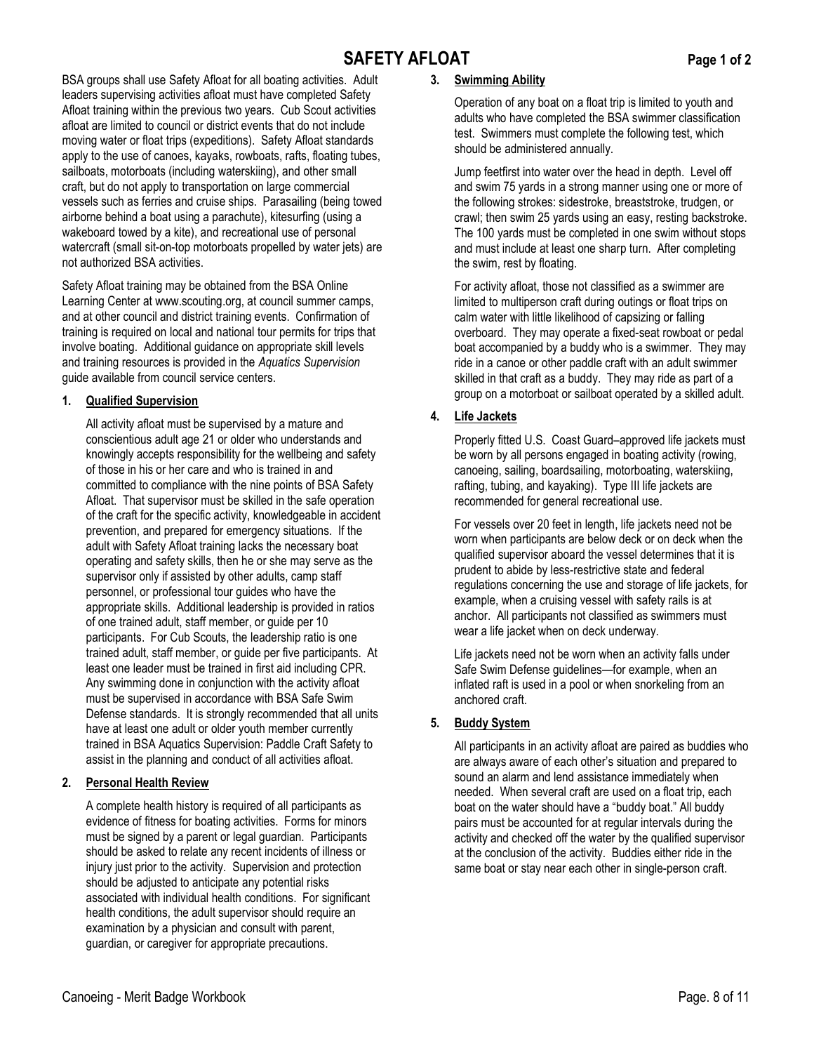# SAFETY AFLOAT

BSA groups shall use Safety Afloat for all boating activities. Adult leaders supervising activities afloat must have completed Safety Afloat training within the previous two years. Cub Scout activities afloat are limited to council or district events that do not include moving water or float trips (expeditions). Safety Afloat standards apply to the use of canoes, kayaks, rowboats, rafts, floating tubes, sailboats, motorboats (including waterskiing), and other small craft, but do not apply to transportation on large commercial vessels such as ferries and cruise ships. Parasailing (being towed airborne behind a boat using a parachute), kitesurfing (using a wakeboard towed by a kite), and recreational use of personal watercraft (small sit-on-top motorboats propelled by water jets) are not authorized BSA activities.

Safety Afloat training may be obtained from the BSA Online Learning Center at www.scouting.org, at council summer camps, and at other council and district training events. Confirmation of training is required on local and national tour permits for trips that involve boating. Additional guidance on appropriate skill levels and training resources is provided in the *Aquatics Supervision* guide available from council service centers.

## 1. Qualified Supervision

All activity afloat must be supervised by a mature and conscientious adult age 21 or older who understands and knowingly accepts responsibility for the wellbeing and safety of those in his or her care and who is trained in and committed to compliance with the nine points of BSA Safety Afloat. That supervisor must be skilled in the safe operation of the craft for the specific activity, knowledgeable in accident prevention, and prepared for emergency situations. If the adult with Safety Afloat training lacks the necessary boat operating and safety skills, then he or she may serve as the supervisor only if assisted by other adults, camp staff personnel, or professional tour guides who have the appropriate skills. Additional leadership is provided in ratios of one trained adult, staff member, or guide per 10 participants. For Cub Scouts, the leadership ratio is one trained adult, staff member, or guide per five participants. At least one leader must be trained in first aid including CPR. Any swimming done in conjunction with the activity afloat must be supervised in accordance with BSA Safe Swim Defense standards. It is strongly recommended that all units have at least one adult or older youth member currently trained in BSA Aquatics Supervision: Paddle Craft Safety to assist in the planning and conduct of all activities afloat.

## 2. Personal Health Review

A complete health history is required of all participants as evidence of fitness for boating activities. Forms for minors must be signed by a parent or legal guardian. Participants should be asked to relate any recent incidents of illness or injury just prior to the activity. Supervision and protection should be adjusted to anticipate any potential risks associated with individual health conditions. For significant health conditions, the adult supervisor should require an examination by a physician and consult with parent, guardian, or caregiver for appropriate precautions.

## 3. Swimming Ability

Operation of any boat on a float trip is limited to youth and adults who have completed the BSA swimmer classification test. Swimmers must complete the following test, which should be administered annually.

Jump feetfirst into water over the head in depth. Level off and swim 75 yards in a strong manner using one or more of the following strokes: sidestroke, breaststroke, trudgen, or crawl; then swim 25 yards using an easy, resting backstroke. The 100 yards must be completed in one swim without stops and must include at least one sharp turn. After completing the swim, rest by floating.

For activity afloat, those not classified as a swimmer are limited to multiperson craft during outings or float trips on calm water with little likelihood of capsizing or falling overboard. They may operate a fixed-seat rowboat or pedal boat accompanied by a buddy who is a swimmer. They may ride in a canoe or other paddle craft with an adult swimmer skilled in that craft as a buddy. They may ride as part of a group on a motorboat or sailboat operated by a skilled adult.

## 4. Life Jackets

Properly fitted U.S. Coast Guard–approved life jackets must be worn by all persons engaged in boating activity (rowing, canoeing, sailing, boardsailing, motorboating, waterskiing, rafting, tubing, and kayaking). Type III life jackets are recommended for general recreational use.

For vessels over 20 feet in length, life jackets need not be worn when participants are below deck or on deck when the qualified supervisor aboard the vessel determines that it is prudent to abide by less-restrictive state and federal regulations concerning the use and storage of life jackets, for example, when a cruising vessel with safety rails is at anchor. All participants not classified as swimmers must wear a life jacket when on deck underway.

Life jackets need not be worn when an activity falls under Safe Swim Defense guidelines—for example, when an inflated raft is used in a pool or when snorkeling from an anchored craft.

## 5. Buddy System

All participants in an activity afloat are paired as buddies who are always aware of each other's situation and prepared to sound an alarm and lend assistance immediately when needed. When several craft are used on a float trip, each boat on the water should have a "buddy boat." All buddy pairs must be accounted for at regular intervals during the activity and checked off the water by the qualified supervisor at the conclusion of the activity. Buddies either ride in the same boat or stay near each other in single-person craft.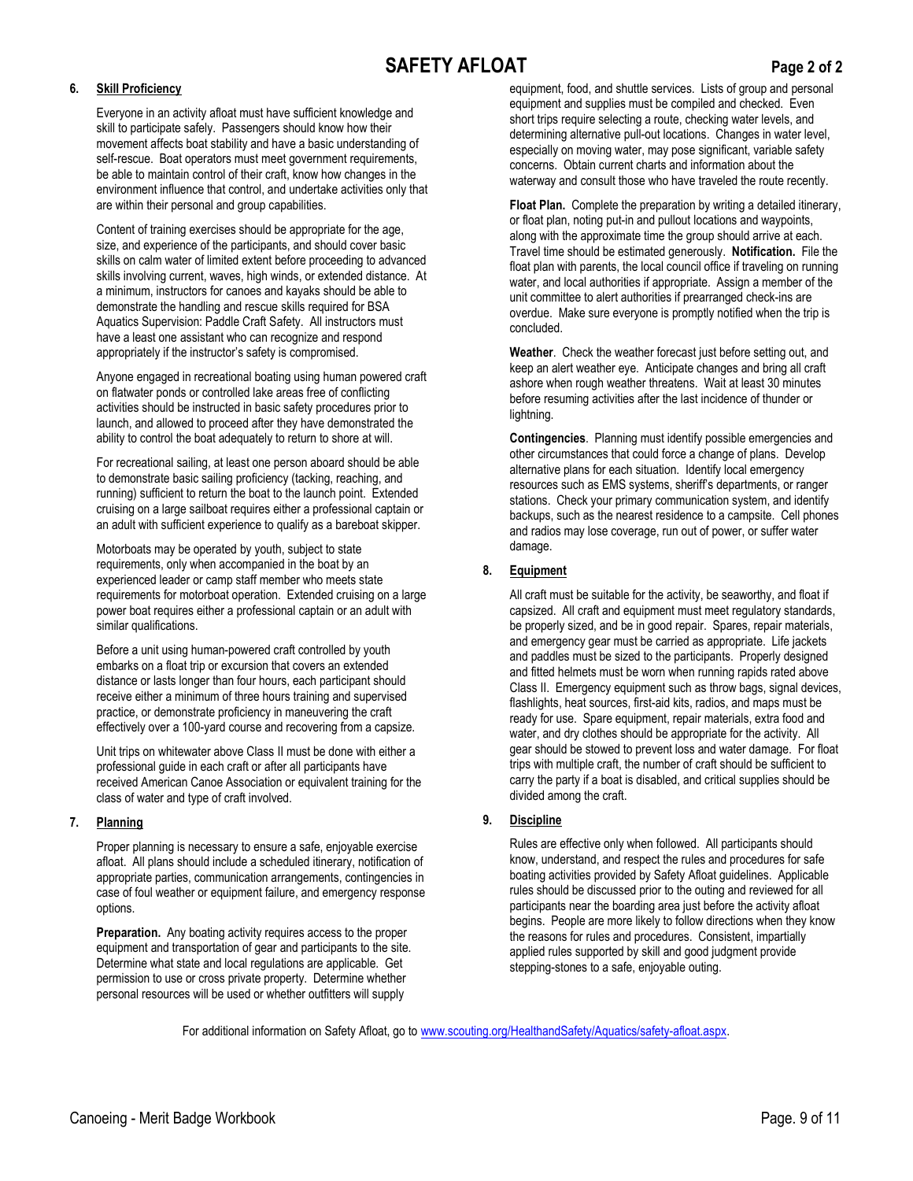# SAFETY AFLOAT

## 6. Skill Proficiency

Everyone in an activity afloat must have sufficient knowledge and skill to participate safely. Passengers should know how their movement affects boat stability and have a basic understanding of self-rescue. Boat operators must meet government requirements, be able to maintain control of their craft, know how changes in the environment influence that control, and undertake activities only that are within their personal and group capabilities.

Content of training exercises should be appropriate for the age, size, and experience of the participants, and should cover basic skills on calm water of limited extent before proceeding to advanced skills involving current, waves, high winds, or extended distance. At a minimum, instructors for canoes and kayaks should be able to demonstrate the handling and rescue skills required for BSA Aquatics Supervision: Paddle Craft Safety. All instructors must have a least one assistant who can recognize and respond appropriately if the instructor's safety is compromised.

Anyone engaged in recreational boating using human powered craft on flatwater ponds or controlled lake areas free of conflicting activities should be instructed in basic safety procedures prior to launch, and allowed to proceed after they have demonstrated the ability to control the boat adequately to return to shore at will.

For recreational sailing, at least one person aboard should be able to demonstrate basic sailing proficiency (tacking, reaching, and running) sufficient to return the boat to the launch point. Extended cruising on a large sailboat requires either a professional captain or an adult with sufficient experience to qualify as a bareboat skipper.

Motorboats may be operated by youth, subject to state requirements, only when accompanied in the boat by an experienced leader or camp staff member who meets state requirements for motorboat operation. Extended cruising on a large power boat requires either a professional captain or an adult with similar qualifications.

Before a unit using human-powered craft controlled by youth embarks on a float trip or excursion that covers an extended distance or lasts longer than four hours, each participant should receive either a minimum of three hours training and supervised practice, or demonstrate proficiency in maneuvering the craft effectively over a 100-yard course and recovering from a capsize.

Unit trips on whitewater above Class II must be done with either a professional guide in each craft or after all participants have received American Canoe Association or equivalent training for the class of water and type of craft involved.

## 7. Planning

Proper planning is necessary to ensure a safe, enjoyable exercise afloat. All plans should include a scheduled itinerary, notification of appropriate parties, communication arrangements, contingencies in case of foul weather or equipment failure, and emergency response options.

**Preparation.** Any boating activity requires access to the proper equipment and transportation of gear and participants to the site. Determine what state and local regulations are applicable. Get permission to use or cross private property. Determine whether personal resources will be used or whether outfitters will supply equipment, food, and shuttle services. Lists of group and personal equipment and supplies must be compiled and checked. Even short trips require selecting a route, checking water levels, and determining alternative pull-out locations. Changes in water level, especially on moving water, may pose significant, variable safety concerns. Obtain current charts and information about the waterway and consult those who have traveled the route recently.

**Float Plan.** Complete the preparation by writing a detailed itinerary, or float plan, noting put-in and pullout locations and waypoints, along with the approximate time the group should arrive at each. Travel time should be estimated generously. **Notification.** File the float plan with parents, the local council office if traveling on running water, and local authorities if appropriate. Assign a member of the unit committee to alert authorities if prearranged check-ins are overdue. Make sure everyone is promptly notified when the trip is concluded.

**Weather**. Check the weather forecast just before setting out, and keep an alert weather eye. Anticipate changes and bring all craft ashore when rough weather threatens. Wait at least 30 minutes before resuming activities after the last incidence of thunder or lightning.

**Contingencies**. Planning must identify possible emergencies and other circumstances that could force a change of plans. Develop alternative plans for each situation. Identify local emergency resources such as EMS systems, sheriff's departments, or ranger stations. Check your primary communication system, and identify backups, such as the nearest residence to a campsite. Cell phones and radios may lose coverage, run out of power, or suffer water damage.

## 8. Equipment

All craft must be suitable for the activity, be seaworthy, and float if capsized. All craft and equipment must meet regulatory standards, be properly sized, and be in good repair. Spares, repair materials, and emergency gear must be carried as appropriate. Life jackets and paddles must be sized to the participants. Properly designed and fitted helmets must be worn when running rapids rated above Class II. Emergency equipment such as throw bags, signal devices, flashlights, heat sources, first-aid kits, radios, and maps must be ready for use. Spare equipment, repair materials, extra food and water, and dry clothes should be appropriate for the activity. All gear should be stowed to prevent loss and water damage. For float trips with multiple craft, the number of craft should be sufficient to carry the party if a boat is disabled, and critical supplies should be divided among the craft.

## 9. Discipline

Rules are effective only when followed. All participants should know, understand, and respect the rules and procedures for safe boating activities provided by Safety Afloat guidelines. Applicable rules should be discussed prior to the outing and reviewed for all participants near the boarding area just before the activity afloat begins. People are more likely to follow directions when they know the reasons for rules and procedures. Consistent, impartially applied rules supported by skill and good judgment provide stepping-stones to a safe, enjoyable outing.

For additional information on Safety Afloat, go to [www.scouting.org/HealthandSafety/Aquatics/safety-afloat.aspx](www.scouting.org/HealthandSafety/Aquatics/safety-afloat.aspx).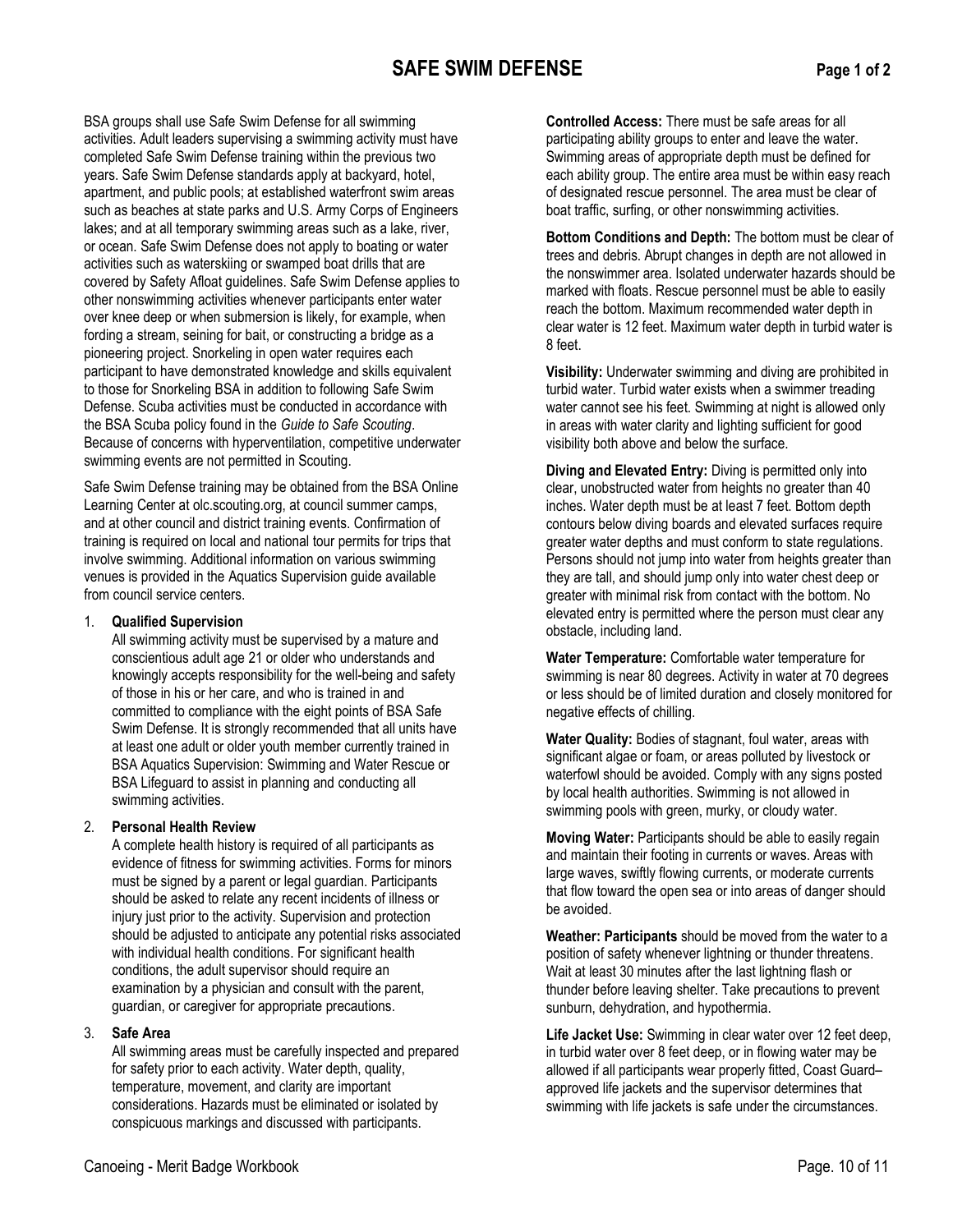# SAFE SWIM DEFENSE

BSA groups shall use Safe Swim Defense for all swimming activities. Adult leaders supervising a swimming activity must have completed Safe Swim Defense training within the previous two years. Safe Swim Defense standards apply at backyard, hotel, apartment, and public pools; at established waterfront swim areas such as beaches at state parks and U.S. Army Corps of Engineers lakes; and at all temporary swimming areas such as a lake, river, or ocean. Safe Swim Defense does not apply to boating or water activities such as waterskiing or swamped boat drills that are covered by Safety Afloat guidelines. Safe Swim Defense applies to other nonswimming activities whenever participants enter water over knee deep or when submersion is likely, for example, when fording a stream, seining for bait, or constructing a bridge as a pioneering project. Snorkeling in open water requires each participant to have demonstrated knowledge and skills equivalent to those for Snorkeling BSA in addition to following Safe Swim Defense. Scuba activities must be conducted in accordance with the BSA Scuba policy found in the *Guide to Safe Scouting*. Because of concerns with hyperventilation, competitive underwater swimming events are not permitted in Scouting.

Safe Swim Defense training may be obtained from the BSA Online Learning Center at olc.scouting.org, at council summer camps, and at other council and district training events. Confirmation of training is required on local and national tour permits for trips that involve swimming. Additional information on various swimming venues is provided in the Aquatics Supervision guide available from council service centers.

1. **Qualified Supervision**
   All swimming activity must be supervised by a mature and conscientious adult age 21 or older who understands and knowingly accepts responsibility for the well-being and safety of those in his or her care, and who is trained in and committed to compliance with the eight points of BSA Safe Swim Defense. It is strongly recommended that all units have at least one adult or older youth member currently trained in BSA Aquatics Supervision: Swimming and Water Rescue or BSA Lifeguard to assist in planning and conducting all swimming activities.

2. **Personal Health Review**
   A complete health history is required of all participants as evidence of fitness for swimming activities. Forms for minors must be signed by a parent or legal guardian. Participants should be asked to relate any recent incidents of illness or injury just prior to the activity. Supervision and protection should be adjusted to anticipate any potential risks associated with individual health conditions. For significant health conditions, the adult supervisor should require an examination by a physician and consult with the parent, guardian, or caregiver for appropriate precautions.

3. **Safe Area**
   All swimming areas must be carefully inspected and prepared for safety prior to each activity. Water depth, quality, temperature, movement, and clarity are important considerations. Hazards must be eliminated or isolated by conspicuous markings and discussed with participants.

**Controlled Access:** There must be safe areas for all participating ability groups to enter and leave the water. Swimming areas of appropriate depth must be defined for each ability group. The entire area must be within easy reach of designated rescue personnel. The area must be clear of boat traffic, surfing, or other nonswimming activities.

**Bottom Conditions and Depth:** The bottom must be clear of trees and debris. Abrupt changes in depth are not allowed in the nonswimmer area. Isolated underwater hazards should be marked with floats. Rescue personnel must be able to easily reach the bottom. Maximum recommended water depth in clear water is 12 feet. Maximum water depth in turbid water is 8 feet.

**Visibility:** Underwater swimming and diving are prohibited in turbid water. Turbid water exists when a swimmer treading water cannot see his feet. Swimming at night is allowed only in areas with water clarity and lighting sufficient for good visibility both above and below the surface.

**Diving and Elevated Entry:** Diving is permitted only into clear, unobstructed water from heights no greater than 40 inches. Water depth must be at least 7 feet. Bottom depth contours below diving boards and elevated surfaces require greater water depths and must conform to state regulations. Persons should not jump into water from heights greater than they are tall, and should jump only into water chest deep or greater with minimal risk from contact with the bottom. No elevated entry is permitted where the person must clear any obstacle, including land.

**Water Temperature:** Comfortable water temperature for swimming is near 80 degrees. Activity in water at 70 degrees or less should be of limited duration and closely monitored for negative effects of chilling.

**Water Quality:** Bodies of stagnant, foul water, areas with significant algae or foam, or areas polluted by livestock or waterfowl should be avoided. Comply with any signs posted by local health authorities. Swimming is not allowed in swimming pools with green, murky, or cloudy water.

**Moving Water:** Participants should be able to easily regain and maintain their footing in currents or waves. Areas with large waves, swiftly flowing currents, or moderate currents that flow toward the open sea or into areas of danger should be avoided.

**Weather: Participants** should be moved from the water to a position of safety whenever lightning or thunder threatens. Wait at least 30 minutes after the last lightning flash or thunder before leaving shelter. Take precautions to prevent sunburn, dehydration, and hypothermia.

**Life Jacket Use:** Swimming in clear water over 12 feet deep, in turbid water over 8 feet deep, or in flowing water may be allowed if all participants wear properly fitted, Coast Guard–approved life jackets and the supervisor determines that swimming with life jackets is safe under the circumstances.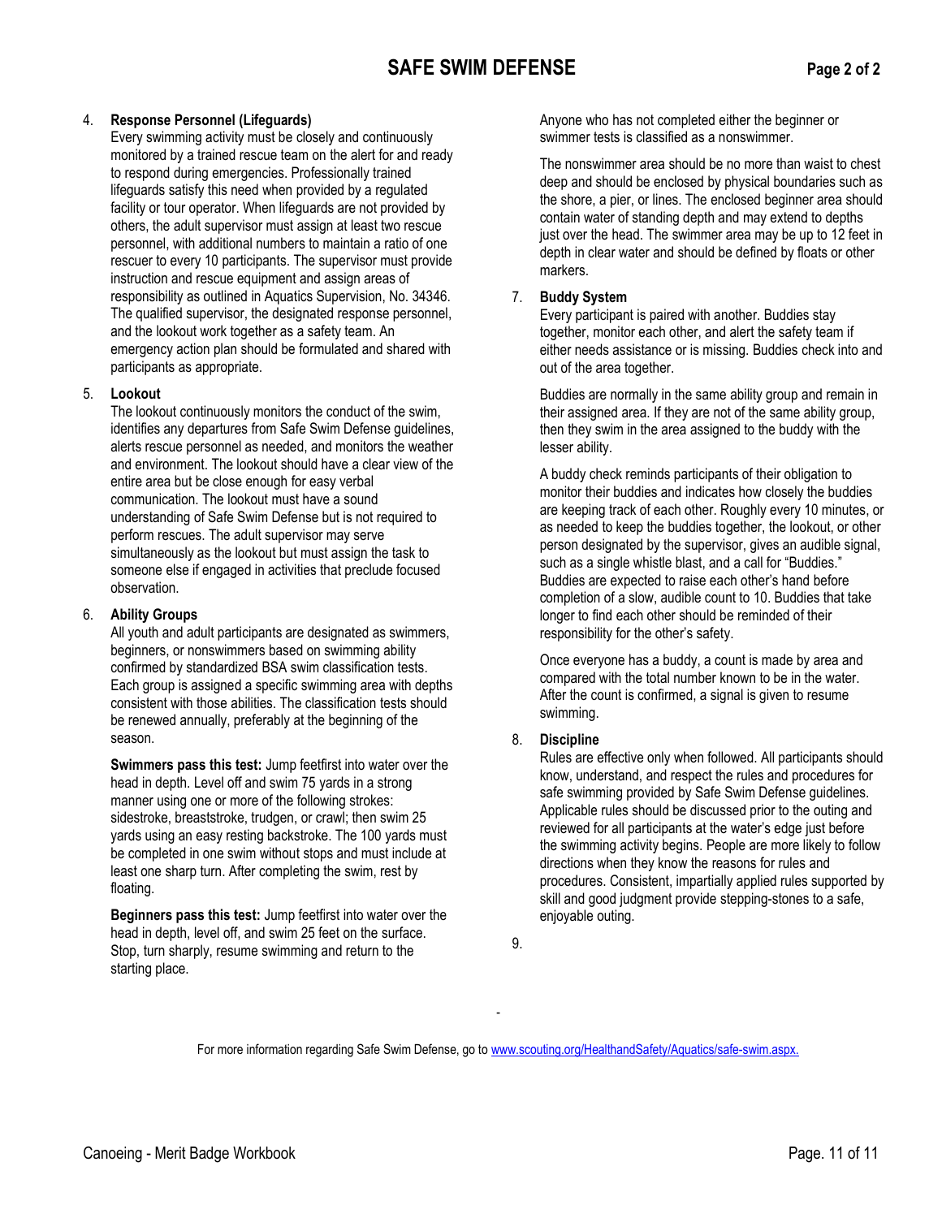# SAFE SWIM DEFENSE

4. **Response Personnel (Lifeguards)**
   Every swimming activity must be closely and continuously monitored by a trained rescue team on the alert for and ready to respond during emergencies. Professionally trained lifeguards satisfy this need when provided by a regulated facility or tour operator. When lifeguards are not provided by others, the adult supervisor must assign at least two rescue personnel, with additional numbers to maintain a ratio of one rescuer to every 10 participants. The supervisor must provide instruction and rescue equipment and assign areas of responsibility as outlined in Aquatics Supervision, No. 34346. The qualified supervisor, the designated response personnel, and the lookout work together as a safety team. An emergency action plan should be formulated and shared with participants as appropriate.

5. **Lookout**
   The lookout continuously monitors the conduct of the swim, identifies any departures from Safe Swim Defense guidelines, alerts rescue personnel as needed, and monitors the weather and environment. The lookout should have a clear view of the entire area but be close enough for easy verbal communication. The lookout must have a sound understanding of Safe Swim Defense but is not required to perform rescues. The adult supervisor may serve simultaneously as the lookout but must assign the task to someone else if engaged in activities that preclude focused observation.

6. **Ability Groups**
   All youth and adult participants are designated as swimmers, beginners, or nonswimmers based on swimming ability confirmed by standardized BSA swim classification tests. Each group is assigned a specific swimming area with depths consistent with those abilities. The classification tests should be renewed annually, preferably at the beginning of the season.

   **Swimmers pass this test:** Jump feetfirst into water over the head in depth. Level off and swim 75 yards in a strong manner using one or more of the following strokes: sidestroke, breaststroke, trudgen, or crawl; then swim 25 yards using an easy resting backstroke. The 100 yards must be completed in one swim without stops and must include at least one sharp turn. After completing the swim, rest by floating.

   **Beginners pass this test:** Jump feetfirst into water over the head in depth, level off, and swim 25 feet on the surface. Stop, turn sharply, resume swimming and return to the starting place.

   Anyone who has not completed either the beginner or swimmer tests is classified as a nonswimmer.

   The nonswimmer area should be no more than waist to chest deep and should be enclosed by physical boundaries such as the shore, a pier, or lines. The enclosed beginner area should contain water of standing depth and may extend to depths just over the head. The swimmer area may be up to 12 feet in depth in clear water and should be defined by floats or other markers.

7. **Buddy System**
   Every participant is paired with another. Buddies stay together, monitor each other, and alert the safety team if either needs assistance or is missing. Buddies check into and out of the area together.

   Buddies are normally in the same ability group and remain in their assigned area. If they are not of the same ability group, then they swim in the area assigned to the buddy with the lesser ability.

   A buddy check reminds participants of their obligation to monitor their buddies and indicates how closely the buddies are keeping track of each other. Roughly every 10 minutes, or as needed to keep the buddies together, the lookout, or other person designated by the supervisor, gives an audible signal, such as a single whistle blast, and a call for "Buddies." Buddies are expected to raise each other's hand before completion of a slow, audible count to 10. Buddies that take longer to find each other should be reminded of their responsibility for the other's safety.

   Once everyone has a buddy, a count is made by area and compared with the total number known to be in the water. After the count is confirmed, a signal is given to resume swimming.

8. **Discipline**
   Rules are effective only when followed. All participants should know, understand, and respect the rules and procedures for safe swimming provided by Safe Swim Defense guidelines. Applicable rules should be discussed prior to the outing and reviewed for all participants at the water's edge just before the swimming activity begins. People are more likely to follow directions when they know the reasons for rules and procedures. Consistent, impartially applied rules supported by skill and good judgment provide stepping-stones to a safe, enjoyable outing.

9.

-

For more information regarding Safe Swim Defense, go to www.scouting.org/HealthandSafety/Aquatics/safe-swim.aspx.